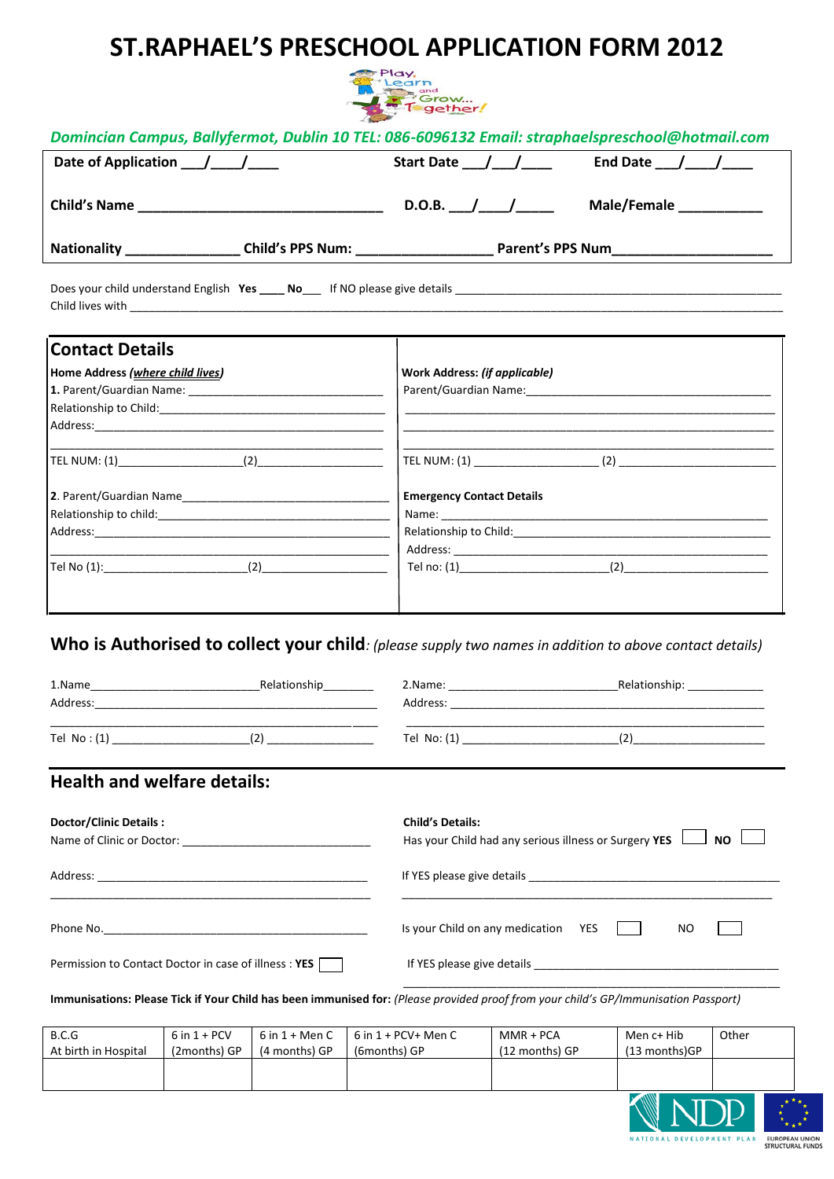# ST.RAPHAEL'S PRESCHOOL APPLICATION FORM 2012

*Domincian Campus, Ballyfermot, Dublin 10 TEL: 086-6096132 Email: straphaelspreschool@hotmail.com*

**Date of Application** ___/____/____ **Start Date** ___/___/____ **End Date** ___/____/____

**Child's Name** ________________________________ **D.O.B.** ___/____/_____ **Male/Female** ___________

**Nationality** _______________ **Child's PPS Num:** __________________ **Parent's PPS Num**_____________________

Does your child understand English **Yes** ____ **No**___ If NO please give details ____________________________________________________

Child lives with ______________________________________________________________________________________________

## Contact Details

**Home Address (*where child lives*)**

**1.** Parent/Guardian Name: ______________________________

Relationship to Child:___________________________________

Address:_______________________________________________

TEL NUM: (1)___________________(2)___________________

**2.** Parent/Guardian Name__________________________________

Relationship to child:___________________________________

Address:_______________________________________________

Tel No (1):_______________________(2)___________________

**Work Address: *(if applicable)***

Parent/Guardian Name:_____________________________________________

___________________________________________________________________

___________________________________________________________________

TEL NUM: (1) ___________________ (2) _________________________

**Emergency Contact Details**

Name: _____________________________________________________

Relationship to Child:_____________________________________________

Address: ___________________________________________________

Tel no: (1)______________________(2)______________________

## Who is Authorised to collect your child*: (please supply two names in addition to above contact details)*

1.Name__________________________Relationship________

Address:_______________________________________________

Tel No : (1) _____________________(2) ________________

2.Name: __________________________Relationship: ____________

Address: ___________________________________________________

Tel No: (1) _______________________(2)_____________________

## Health and welfare details:

**Doctor/Clinic Details :**

Name of Clinic or Doctor: _____________________________

Address: ___________________________________________

Phone No.__________________________________________

Permission to Contact Doctor in case of illness : **YES** ☐

**Child's Details:**

Has your Child had any serious illness or Surgery **YES** ☐ **NO** ☐

If YES please give details ___________________________________________

Is your Child on any medication YES ☐ NO ☐

If YES please give details ___________________________________________

**Immunisations: Please Tick if Your Child has been immunised for:** *(Please provided proof from your child's GP/Immunisation Passport)*

| B.C.G At birth in Hospital | 6 in 1 + PCV (2months) GP | 6 in 1 + Men C (4 months) GP | 6 in 1 + PCV+ Men C (6months) GP | MMR + PCA (12 months) GP | Men c+ Hib (13 months)GP | Other |
|---|---|---|---|---|---|---|
| | | | | | | |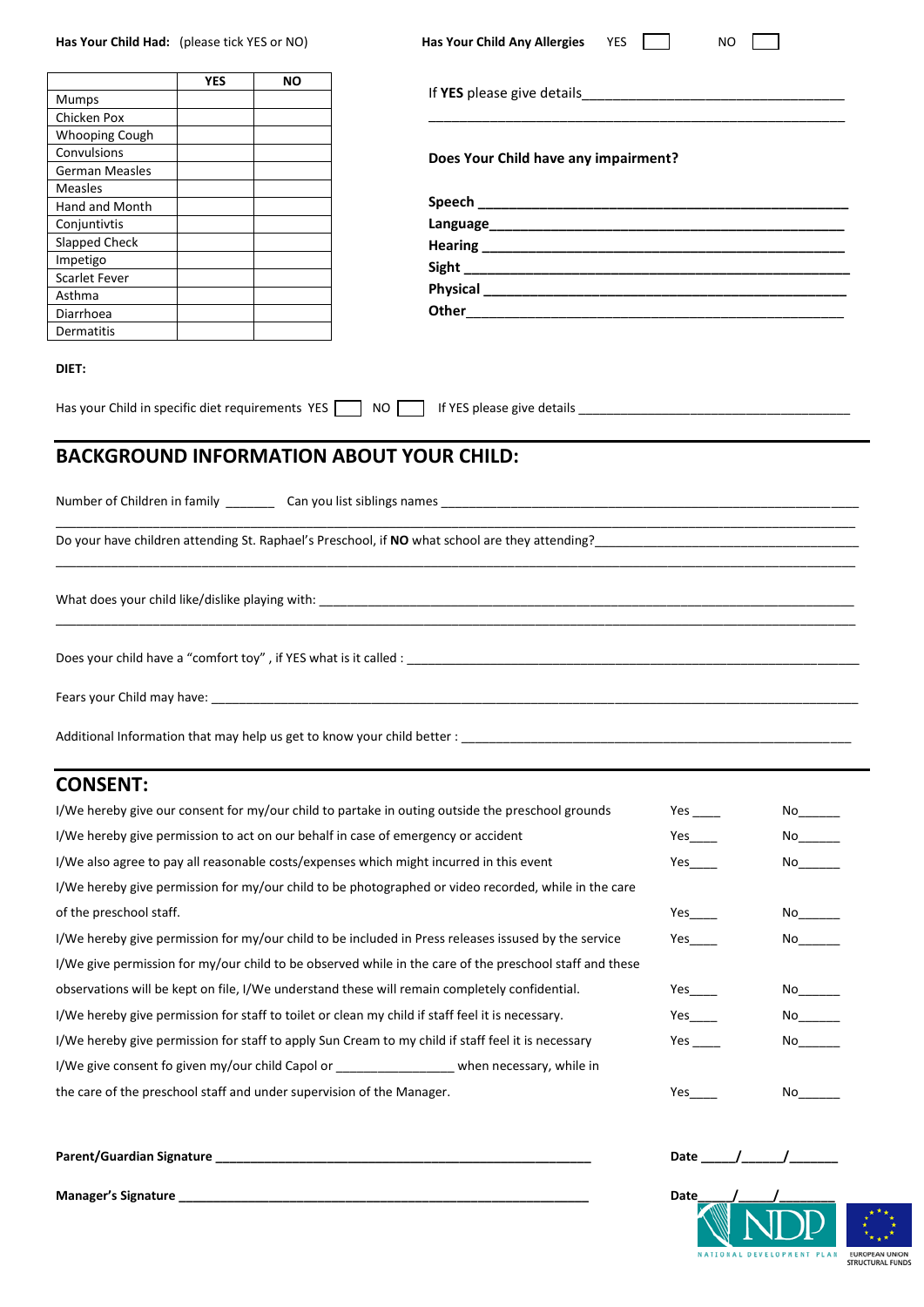**Has Your Child Had:** (please tick YES or NO)

| | YES | NO |
|---|---|---|
| Mumps | | |
| Chicken Pox | | |
| Whooping Cough | | |
| Convulsions | | |
| German Measles | | |
| Measles | | |
| Hand and Month | | |
| Conjuntivtis | | |
| Slapped Check | | |
| Impetigo | | |
| Scarlet Fever | | |
| Asthma | | |
| Diarrhoea | | |
| Dermatitis | | |

**Has Your Child Any Allergies** YES ☐ NO ☐

If **YES** please give details___________________________________

___________________________________________________

**Does Your Child have any impairment?**

**Speech** ___________________________________________

**Language**__________________________________________

**Hearing** ___________________________________________

**Sight** _____________________________________________

**Physical** ___________________________________________

**Other**______________________________________________

**DIET:**

Has your Child in specific diet requirements YES ☐ NO ☐ If YES please give details ___________________________

## BACKGROUND INFORMATION ABOUT YOUR CHILD:

Number of Children in family _______ Can you list siblings names ______________________________________________

_____________________________________________________________________________________

Do your have children attending St. Raphael's Preschool, if **NO** what school are they attending?___________________________

_____________________________________________________________________________________

What does your child like/dislike playing with: ____________________________________________________________

_____________________________________________________________________________________

Does your child have a "comfort toy" , if YES what is it called : ________________________________________________

Fears your Child may have: _________________________________________________________________________

Additional Information that may help us get to know your child better : ____________________________________________

## CONSENT:

I/We hereby give our consent for my/our child to partake in outing outside the preschool grounds Yes ____ No______

I/We hereby give permission to act on our behalf in case of emergency or accident Yes____ No______

I/We also agree to pay all reasonable costs/expenses which might incurred in this event Yes____ No______

I/We hereby give permission for my/our child to be photographed or video recorded, while in the care of the preschool staff. Yes____ No______

I/We hereby give permission for my/our child to be included in Press releases issued by the service Yes____ No______

I/We give permission for my/our child to be observed while in the care of the preschool staff and these observations will be kept on file, I/We understand these will remain completely confidential. Yes____ No______

I/We hereby give permission for staff to toilet or clean my child if staff feel it is necessary. Yes____ No______

I/We hereby give permission for staff to apply Sun Cream to my child if staff feel it is necessary Yes ____ No______

I/We give consent fo given my/our child Capol or ________________ when necessary, while in the care of the preschool staff and under supervision of the Manager. Yes____ No______

**Parent/Guardian Signature** ___________________________________________________ **Date** _____/______/_______

**Manager's Signature** _______________________________________________________ **Date**_____/_____/________

NDP NATIONAL DEVELOPMENT PLAN

EUROPEAN UNION STRUCTURAL FUNDS